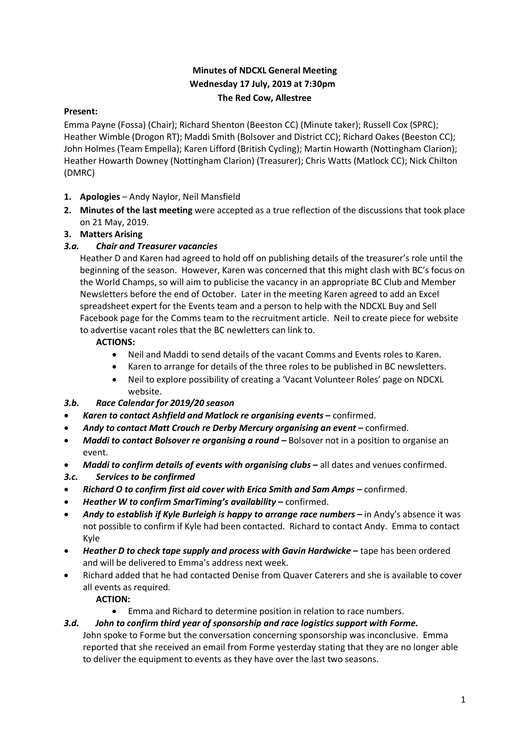**Minutes of NDCXL General Meeting**
**Wednesday 17 July, 2019 at 7:30pm**
**The Red Cow, Allestree**

**Present:**

Emma Payne (Fossa) (Chair); Richard Shenton (Beeston CC) (Minute taker); Russell Cox (SPRC); Heather Wimble (Drogon RT); Maddi Smith (Bolsover and District CC); Richard Oakes (Beeston CC); John Holmes (Team Empella); Karen Lifford (British Cycling); Martin Howarth (Nottingham Clarion); Heather Howarth Downey (Nottingham Clarion) (Treasurer); Chris Watts (Matlock CC); Nick Chilton (DMRC)

1. **Apologies** – Andy Naylor, Neil Mansfield
2. **Minutes of the last meeting** were accepted as a true reflection of the discussions that took place on 21 May, 2019.
3. **Matters Arising**

***3.a. Chair and Treasurer vacancies***

Heather D and Karen had agreed to hold off on publishing details of the treasurer's role until the beginning of the season. However, Karen was concerned that this might clash with BC's focus on the World Champs, so will aim to publicise the vacancy in an appropriate BC Club and Member Newsletters before the end of October. Later in the meeting Karen agreed to add an Excel spreadsheet expert for the Events team and a person to help with the NDCXL Buy and Sell Facebook page for the Comms team to the recruitment article. Neil to create piece for website to advertise vacant roles that the BC newletters can link to.

**ACTIONS:**

- Neil and Maddi to send details of the vacant Comms and Events roles to Karen.
- Karen to arrange for details of the three roles to be published in BC newsletters.
- Neil to explore possibility of creating a 'Vacant Volunteer Roles' page on NDCXL website.

***3.b. Race Calendar for 2019/20 season***

- ***Karen to contact Ashfield and Matlock re organising events –*** confirmed.
- ***Andy to contact Matt Crouch re Derby Mercury organising an event –*** confirmed.
- ***Maddi to contact Bolsover re organising a round –*** Bolsover not in a position to organise an event.
- ***Maddi to confirm details of events with organising clubs –*** all dates and venues confirmed.

***3.c. Services to be confirmed***

- ***Richard O to confirm first aid cover with Erica Smith and Sam Amps –*** confirmed.
- ***Heather W to confirm SmarTiming's availability –*** confirmed.
- ***Andy to establish if Kyle Burleigh is happy to arrange race numbers –*** in Andy's absence it was not possible to confirm if Kyle had been contacted. Richard to contact Andy. Emma to contact Kyle
- ***Heather D to check tape supply and process with Gavin Hardwicke –*** tape has been ordered and will be delivered to Emma's address next week.
- Richard added that he had contacted Denise from Quaver Caterers and she is available to cover all events as required.

**ACTION:**

- Emma and Richard to determine position in relation to race numbers.

***3.d. John to confirm third year of sponsorship and race logistics support with Forme.***

John spoke to Forme but the conversation concerning sponsorship was inconclusive. Emma reported that she received an email from Forme yesterday stating that they are no longer able to deliver the equipment to events as they have over the last two seasons.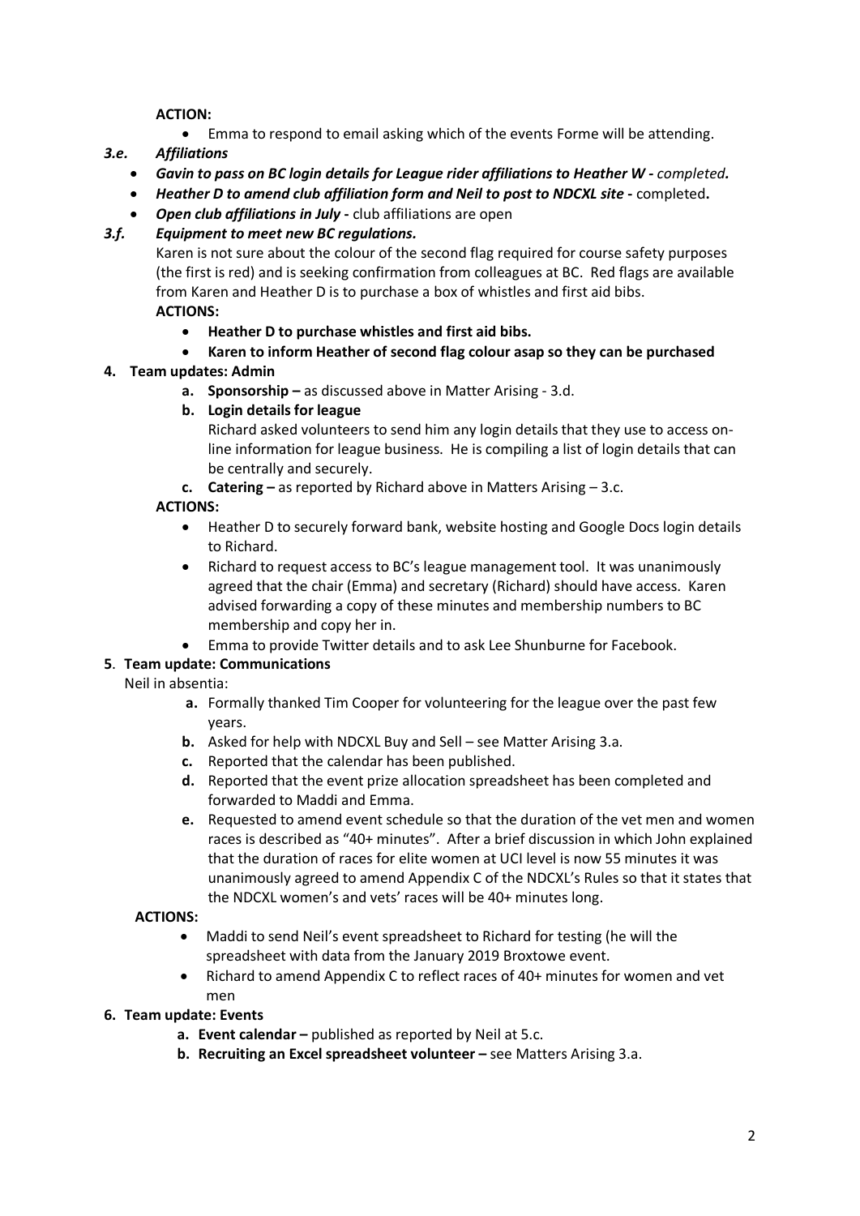**ACTION:**

- Emma to respond to email asking which of the events Forme will be attending.

***3.e. Affiliations***

- ***Gavin to pass on BC login details for League rider affiliations to Heather W -*** *completed.*
- ***Heather D to amend club affiliation form and Neil to post to NDCXL site -*** completed**.**
- ***Open club affiliations in July -*** club affiliations are open

***3.f. Equipment to meet new BC regulations.***

Karen is not sure about the colour of the second flag required for course safety purposes (the first is red) and is seeking confirmation from colleagues at BC. Red flags are available from Karen and Heather D is to purchase a box of whistles and first aid bibs.

**ACTIONS:**

- **Heather D to purchase whistles and first aid bibs.**
- **Karen to inform Heather of second flag colour asap so they can be purchased**

**4. Team updates: Admin**

**a. Sponsorship –** as discussed above in Matter Arising - 3.d.

**b. Login details for league**

Richard asked volunteers to send him any login details that they use to access on-line information for league business. He is compiling a list of login details that can be centrally and securely.

**c. Catering –** as reported by Richard above in Matters Arising – 3.c.

**ACTIONS:**

- Heather D to securely forward bank, website hosting and Google Docs login details to Richard.
- Richard to request access to BC's league management tool. It was unanimously agreed that the chair (Emma) and secretary (Richard) should have access. Karen advised forwarding a copy of these minutes and membership numbers to BC membership and copy her in.
- Emma to provide Twitter details and to ask Lee Shunburne for Facebook.

**5. Team update: Communications**

Neil in absentia:

**a.** Formally thanked Tim Cooper for volunteering for the league over the past few years.

**b.** Asked for help with NDCXL Buy and Sell – see Matter Arising 3.a.

**c.** Reported that the calendar has been published.

**d.** Reported that the event prize allocation spreadsheet has been completed and forwarded to Maddi and Emma.

**e.** Requested to amend event schedule so that the duration of the vet men and women races is described as "40+ minutes". After a brief discussion in which John explained that the duration of races for elite women at UCI level is now 55 minutes it was unanimously agreed to amend Appendix C of the NDCXL's Rules so that it states that the NDCXL women's and vets' races will be 40+ minutes long.

**ACTIONS:**

- Maddi to send Neil's event spreadsheet to Richard for testing (he will the spreadsheet with data from the January 2019 Broxtowe event.
- Richard to amend Appendix C to reflect races of 40+ minutes for women and vet men

**6. Team update: Events**

**a. Event calendar –** published as reported by Neil at 5.c.

**b. Recruiting an Excel spreadsheet volunteer –** see Matters Arising 3.a.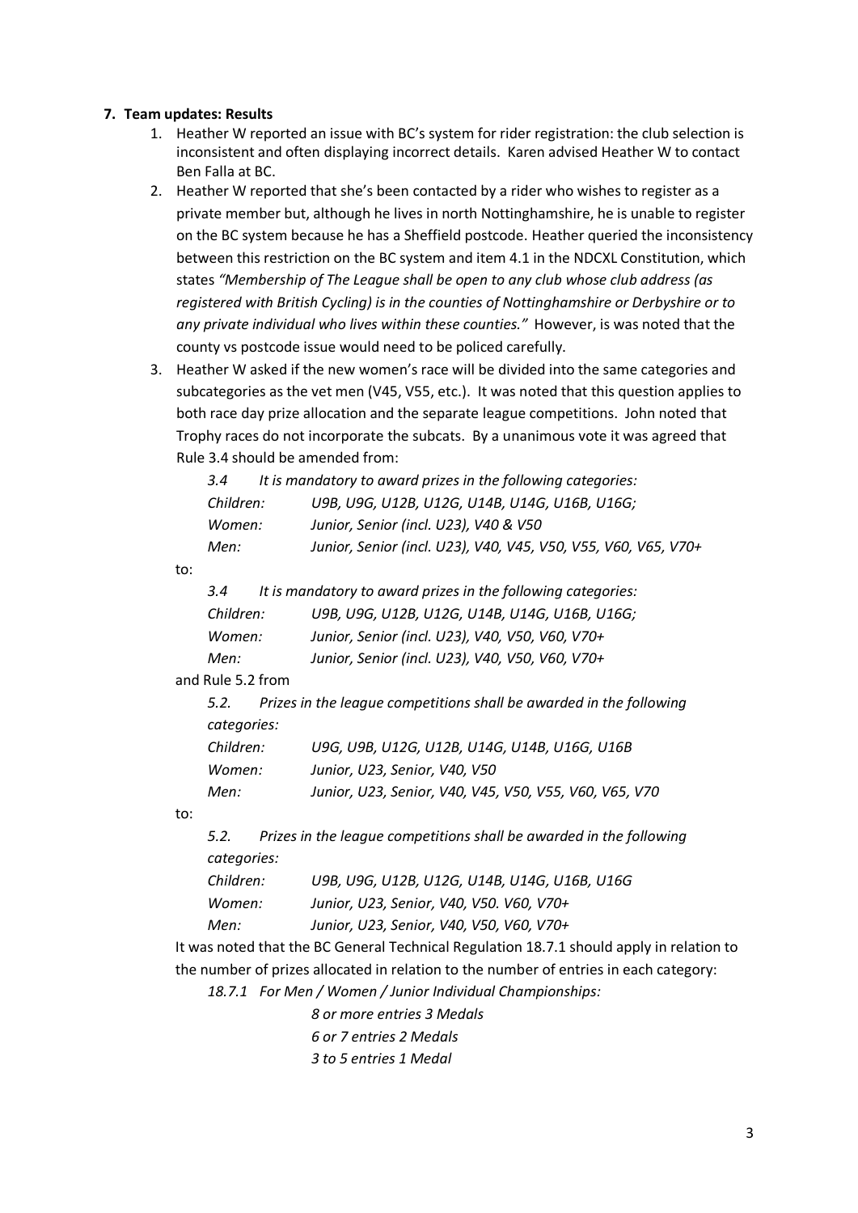**7. Team updates: Results**

1. Heather W reported an issue with BC's system for rider registration: the club selection is inconsistent and often displaying incorrect details. Karen advised Heather W to contact Ben Falla at BC.
2. Heather W reported that she's been contacted by a rider who wishes to register as a private member but, although he lives in north Nottinghamshire, he is unable to register on the BC system because he has a Sheffield postcode. Heather queried the inconsistency between this restriction on the BC system and item 4.1 in the NDCXL Constitution, which states *"Membership of The League shall be open to any club whose club address (as registered with British Cycling) is in the counties of Nottinghamshire or Derbyshire or to any private individual who lives within these counties."* However, is was noted that the county vs postcode issue would need to be policed carefully.
3. Heather W asked if the new women's race will be divided into the same categories and subcategories as the vet men (V45, V55, etc.). It was noted that this question applies to both race day prize allocation and the separate league competitions. John noted that Trophy races do not incorporate the subcats. By a unanimous vote it was agreed that Rule 3.4 should be amended from:

   *3.4 It is mandatory to award prizes in the following categories:*
   *Children: U9B, U9G, U12B, U12G, U14B, U14G, U16B, U16G;*
   *Women: Junior, Senior (incl. U23), V40 & V50*
   *Men: Junior, Senior (incl. U23), V40, V45, V50, V55, V60, V65, V70+*

   to:

   *3.4 It is mandatory to award prizes in the following categories:*
   *Children: U9B, U9G, U12B, U12G, U14B, U14G, U16B, U16G;*
   *Women: Junior, Senior (incl. U23), V40, V50, V60, V70+*
   *Men: Junior, Senior (incl. U23), V40, V50, V60, V70+*

   and Rule 5.2 from

   *5.2. Prizes in the league competitions shall be awarded in the following categories:*
   *Children: U9G, U9B, U12G, U12B, U14G, U14B, U16G, U16B*
   *Women: Junior, U23, Senior, V40, V50*
   *Men: Junior, U23, Senior, V40, V45, V50, V55, V60, V65, V70*

   to:

   *5.2. Prizes in the league competitions shall be awarded in the following categories:*
   *Children: U9B, U9G, U12B, U12G, U14B, U14G, U16B, U16G*
   *Women: Junior, U23, Senior, V40, V50. V60, V70+*
   *Men: Junior, U23, Senior, V40, V50, V60, V70+*

   It was noted that the BC General Technical Regulation 18.7.1 should apply in relation to the number of prizes allocated in relation to the number of entries in each category:

   *18.7.1 For Men / Women / Junior Individual Championships:*
   *8 or more entries 3 Medals*
   *6 or 7 entries 2 Medals*
   *3 to 5 entries 1 Medal*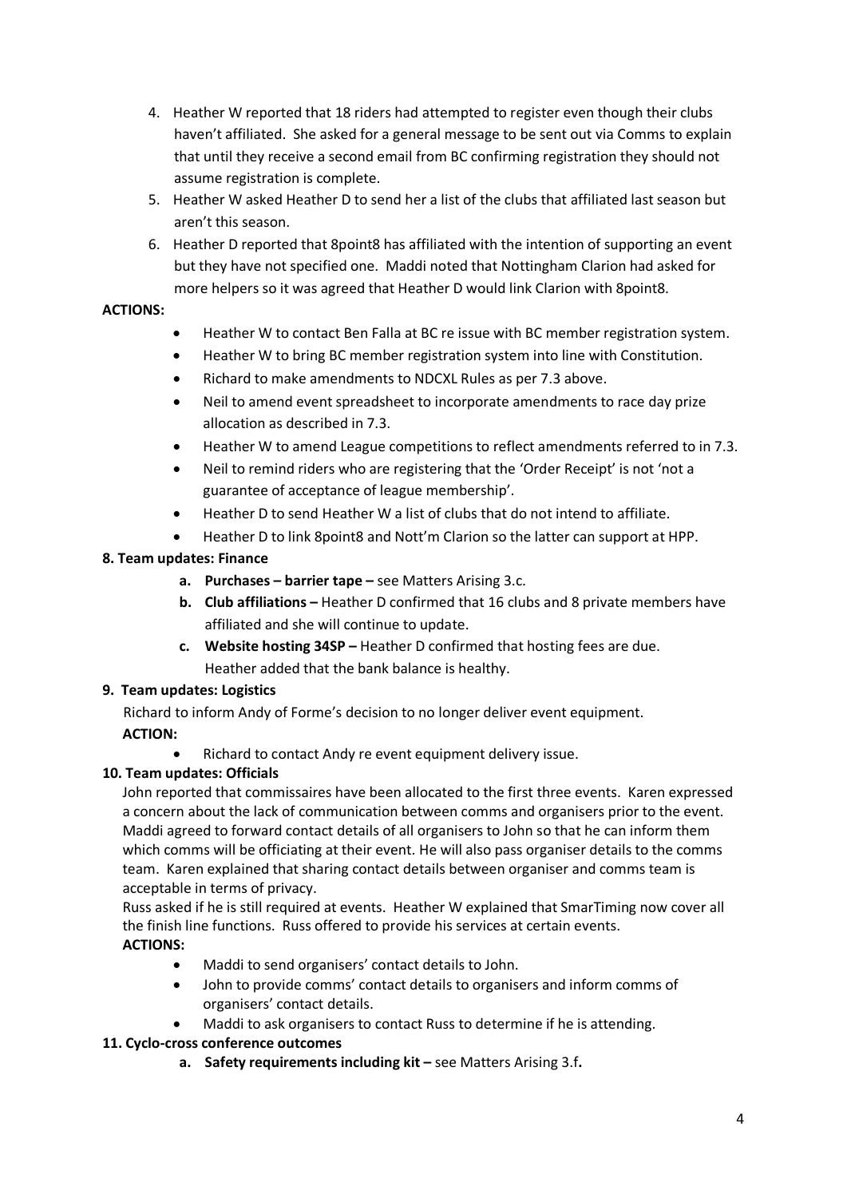4. Heather W reported that 18 riders had attempted to register even though their clubs haven't affiliated. She asked for a general message to be sent out via Comms to explain that until they receive a second email from BC confirming registration they should not assume registration is complete.
5. Heather W asked Heather D to send her a list of the clubs that affiliated last season but aren't this season.
6. Heather D reported that 8point8 has affiliated with the intention of supporting an event but they have not specified one. Maddi noted that Nottingham Clarion had asked for more helpers so it was agreed that Heather D would link Clarion with 8point8.

**ACTIONS:**

- Heather W to contact Ben Falla at BC re issue with BC member registration system.
- Heather W to bring BC member registration system into line with Constitution.
- Richard to make amendments to NDCXL Rules as per 7.3 above.
- Neil to amend event spreadsheet to incorporate amendments to race day prize allocation as described in 7.3.
- Heather W to amend League competitions to reflect amendments referred to in 7.3.
- Neil to remind riders who are registering that the 'Order Receipt' is not 'not a guarantee of acceptance of league membership'.
- Heather D to send Heather W a list of clubs that do not intend to affiliate.
- Heather D to link 8point8 and Nott'm Clarion so the latter can support at HPP.

**8. Team updates: Finance**

- **a. Purchases – barrier tape –** see Matters Arising 3.c.
- **b. Club affiliations –** Heather D confirmed that 16 clubs and 8 private members have affiliated and she will continue to update.
- **c. Website hosting 34SP –** Heather D confirmed that hosting fees are due.
  Heather added that the bank balance is healthy.

**9. Team updates: Logistics**

Richard to inform Andy of Forme's decision to no longer deliver event equipment.

**ACTION:**

- Richard to contact Andy re event equipment delivery issue.

**10. Team updates: Officials**

John reported that commissaires have been allocated to the first three events. Karen expressed a concern about the lack of communication between comms and organisers prior to the event. Maddi agreed to forward contact details of all organisers to John so that he can inform them which comms will be officiating at their event. He will also pass organiser details to the comms team. Karen explained that sharing contact details between organiser and comms team is acceptable in terms of privacy.

Russ asked if he is still required at events. Heather W explained that SmarTiming now cover all the finish line functions. Russ offered to provide his services at certain events.

**ACTIONS:**

- Maddi to send organisers' contact details to John.
- John to provide comms' contact details to organisers and inform comms of organisers' contact details.
- Maddi to ask organisers to contact Russ to determine if he is attending.

**11. Cyclo-cross conference outcomes**

- **a. Safety requirements including kit –** see Matters Arising 3.f**.**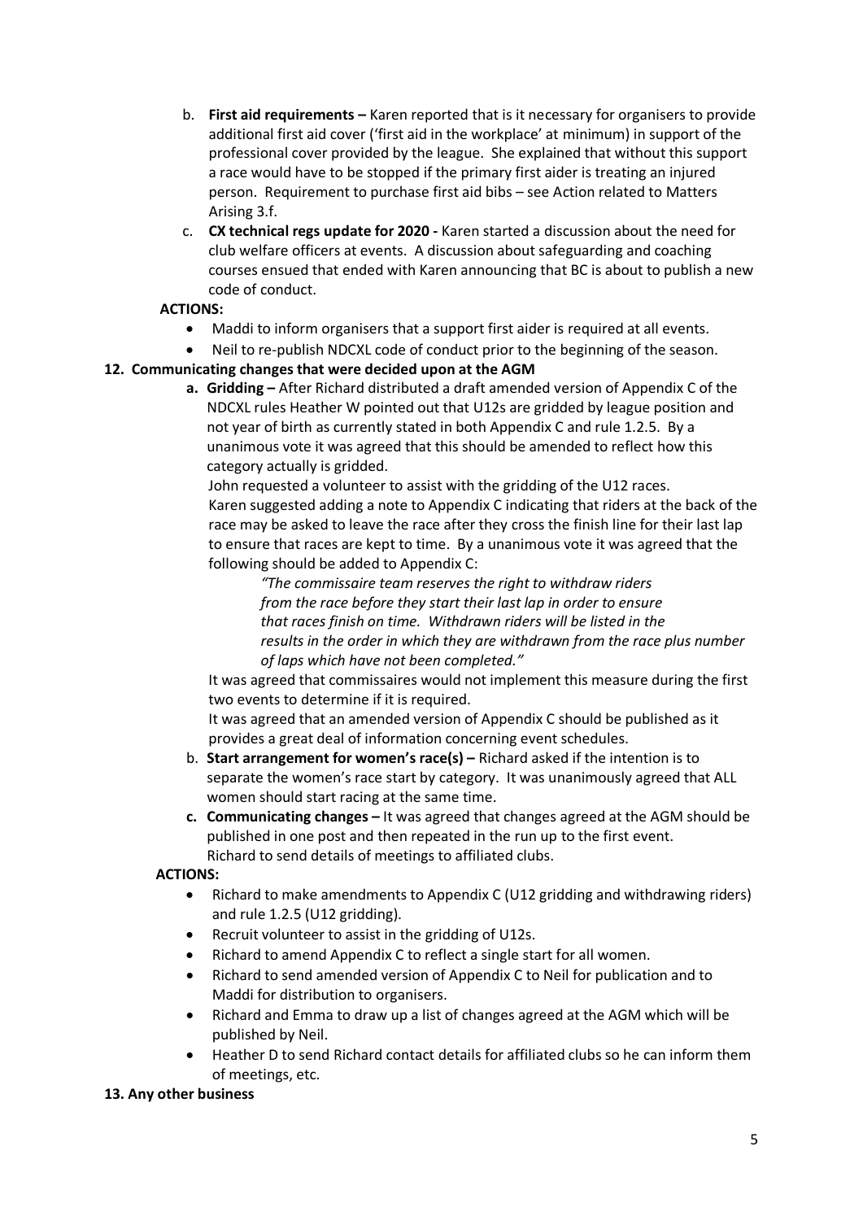b. **First aid requirements –** Karen reported that is it necessary for organisers to provide additional first aid cover ('first aid in the workplace' at minimum) in support of the professional cover provided by the league. She explained that without this support a race would have to be stopped if the primary first aider is treating an injured person. Requirement to purchase first aid bibs – see Action related to Matters Arising 3.f.

c. **CX technical regs update for 2020 -** Karen started a discussion about the need for club welfare officers at events. A discussion about safeguarding and coaching courses ensued that ended with Karen announcing that BC is about to publish a new code of conduct.

**ACTIONS:**

- Maddi to inform organisers that a support first aider is required at all events.
- Neil to re-publish NDCXL code of conduct prior to the beginning of the season.

**12. Communicating changes that were decided upon at the AGM**

**a. Gridding –** After Richard distributed a draft amended version of Appendix C of the NDCXL rules Heather W pointed out that U12s are gridded by league position and not year of birth as currently stated in both Appendix C and rule 1.2.5. By a unanimous vote it was agreed that this should be amended to reflect how this category actually is gridded.

John requested a volunteer to assist with the gridding of the U12 races.

Karen suggested adding a note to Appendix C indicating that riders at the back of the race may be asked to leave the race after they cross the finish line for their last lap to ensure that races are kept to time. By a unanimous vote it was agreed that the following should be added to Appendix C:

> *"The commissaire team reserves the right to withdraw riders from the race before they start their last lap in order to ensure that races finish on time. Withdrawn riders will be listed in the results in the order in which they are withdrawn from the race plus number of laps which have not been completed."*

It was agreed that commissaires would not implement this measure during the first two events to determine if it is required.

It was agreed that an amended version of Appendix C should be published as it provides a great deal of information concerning event schedules.

b. **Start arrangement for women's race(s) –** Richard asked if the intention is to separate the women's race start by category. It was unanimously agreed that ALL women should start racing at the same time.

**c. Communicating changes –** It was agreed that changes agreed at the AGM should be published in one post and then repeated in the run up to the first event. Richard to send details of meetings to affiliated clubs.

**ACTIONS:**

- Richard to make amendments to Appendix C (U12 gridding and withdrawing riders) and rule 1.2.5 (U12 gridding).
- Recruit volunteer to assist in the gridding of U12s.
- Richard to amend Appendix C to reflect a single start for all women.
- Richard to send amended version of Appendix C to Neil for publication and to Maddi for distribution to organisers.
- Richard and Emma to draw up a list of changes agreed at the AGM which will be published by Neil.
- Heather D to send Richard contact details for affiliated clubs so he can inform them of meetings, etc.

**13. Any other business**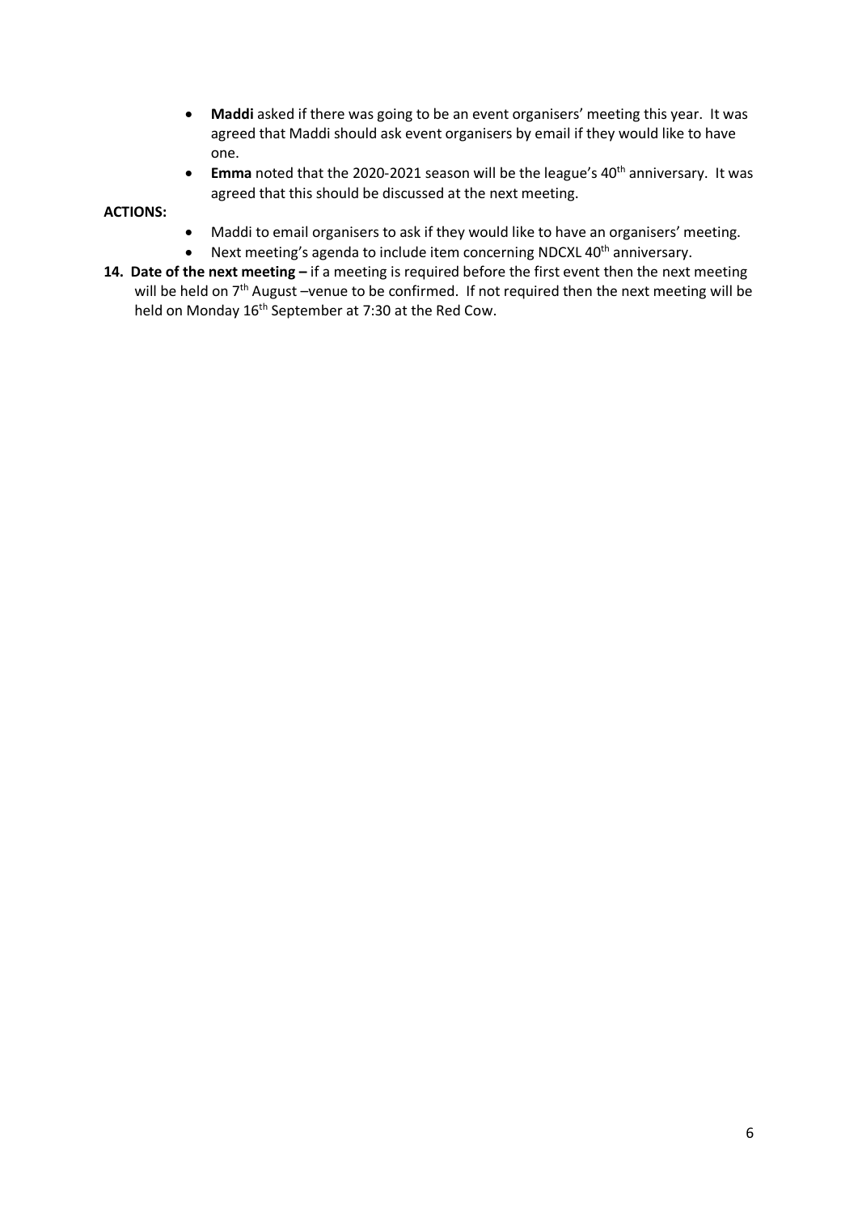- **Maddi** asked if there was going to be an event organisers' meeting this year. It was agreed that Maddi should ask event organisers by email if they would like to have one.
- **Emma** noted that the 2020-2021 season will be the league's 40th anniversary. It was agreed that this should be discussed at the next meeting.

**ACTIONS:**

- Maddi to email organisers to ask if they would like to have an organisers' meeting.
- Next meeting's agenda to include item concerning NDCXL 40th anniversary.

**14. Date of the next meeting –** if a meeting is required before the first event then the next meeting will be held on 7th August –venue to be confirmed. If not required then the next meeting will be held on Monday 16th September at 7:30 at the Red Cow.